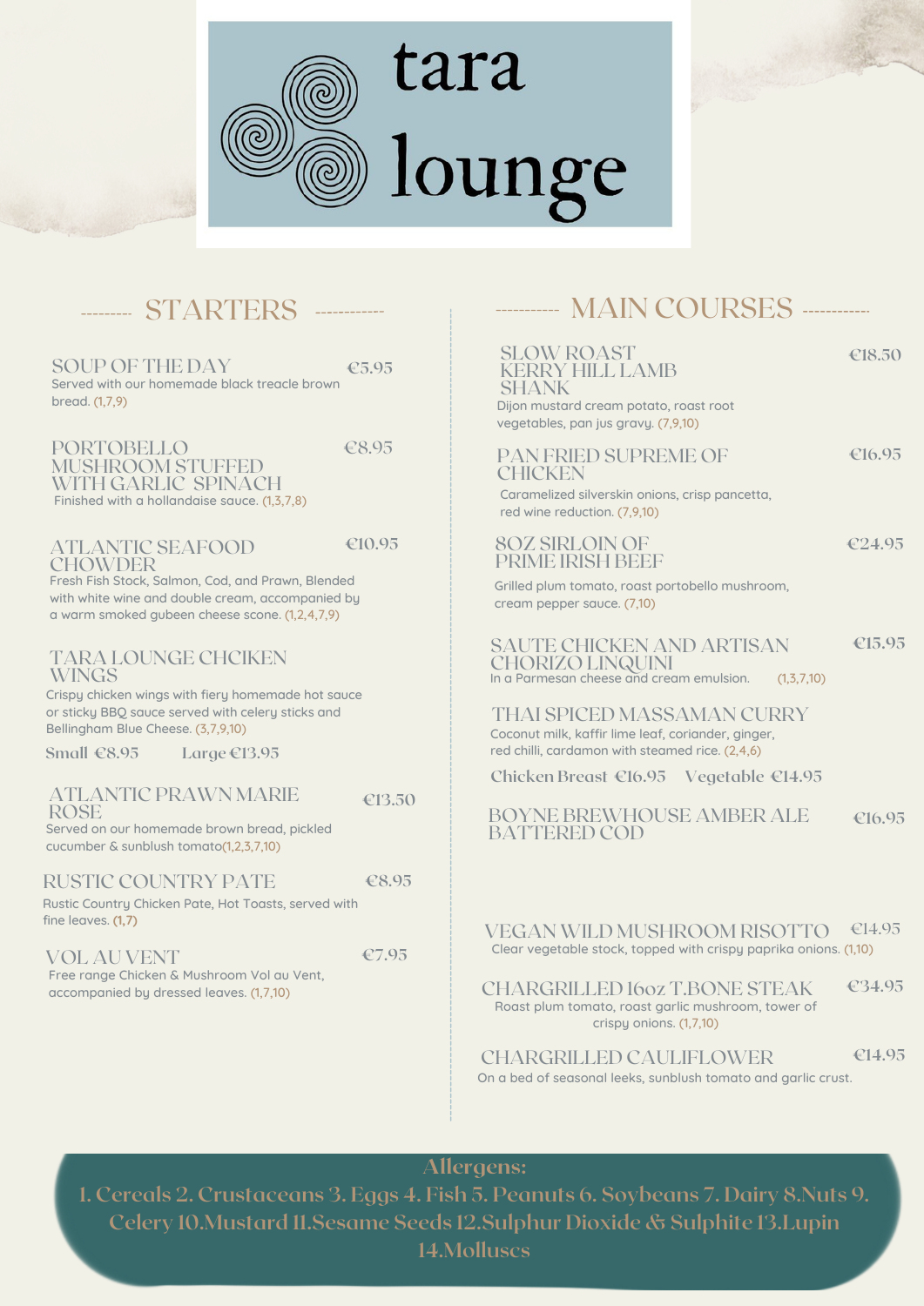# tara lounge

## STARTERS

### SOUP OF THE DAY — €5.95
Served with our homemade black treacle brown bread. (1,7,9)

### PORTOBELLO MUSHROOM STUFFED WITH GARLIC SPINACH — €8.95
Finished with a hollandaise sauce. (1,3,7,8)

### ATLANTIC SEAFOOD CHOWDER — €10.95
Fresh Fish Stock, Salmon, Cod, and Prawn, Blended with white wine and double cream, accompanied by a warm smoked gubeen cheese scone. (1,2,4,7,9)

### TARA LOUNGE CHCIKEN WINGS
Crispy chicken wings with fiery homemade hot sauce or sticky BBQ sauce served with celery sticks and Bellingham Blue Cheese. (3,7,9,10)

Small €8.95 Large €13.95

### ATLANTIC PRAWN MARIE ROSE — €13.50
Served on our homemade brown bread, pickled cucumber & sunblush tomato(1,2,3,7,10)

### RUSTIC COUNTRY PATE — €8.95
Rustic Country Chicken Pate, Hot Toasts, served with fine leaves. (1,7)

### VOL AU VENT — €7.95
Free range Chicken & Mushroom Vol au Vent, accompanied by dressed leaves. (1,7,10)

## MAIN COURSES

### SLOW ROAST KERRY HILL LAMB SHANK — €18.50
Dijon mustard cream potato, roast root vegetables, pan jus gravy. (7,9,10)

### PAN FRIED SUPREME OF CHICKEN — €16.95
Caramelized silverskin onions, crisp pancetta, red wine reduction. (7,9,10)

### 8OZ SIRLOIN OF PRIME IRISH BEEF — €24.95
Grilled plum tomato, roast portobello mushroom, cream pepper sauce. (7,10)

### SAUTE CHICKEN AND ARTISAN CHORIZO LINQUINI — €15.95
In a Parmesan cheese and cream emulsion. (1,3,7,10)

### THAI SPICED MASSAMAN CURRY
Coconut milk, kaffir lime leaf, coriander, ginger, red chilli, cardamon with steamed rice. (2,4,6)

Chicken Breast €16.95 Vegetable €14.95

### BOYNE BREWHOUSE AMBER ALE BATTERED COD — €16.95

### VEGAN WILD MUSHROOM RISOTTO — €14.95
Clear vegetable stock, topped with crispy paprika onions. (1,10)

### CHARGRILLED 16oz T.BONE STEAK — €34.95
Roast plum tomato, roast garlic mushroom, tower of crispy onions. (1,7,10)

### CHARGRILLED CAULIFLOWER — €14.95
On a bed of seasonal leeks, sunblush tomato and garlic crust.

**Allergens:**

1. Cereals 2. Crustaceans 3. Eggs 4. Fish 5. Peanuts 6. Soybeans 7. Dairy 8.Nuts 9. Celery 10.Mustard 11.Sesame Seeds 12.Sulphur Dioxide & Sulphite 13.Lupin 14.Molluscs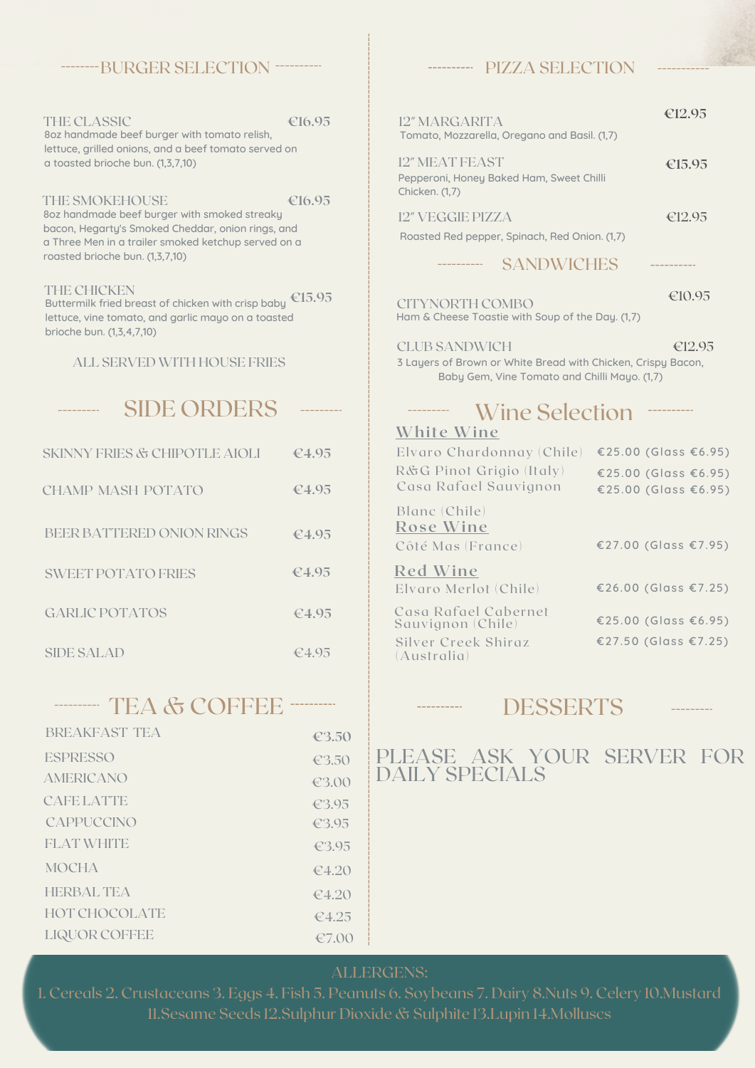## BURGER SELECTION

**THE CLASSIC** €16.95
8oz handmade beef burger with tomato relish, lettuce, grilled onions, and a beef tomato served on a toasted brioche bun. (1,3,7,10)

**THE SMOKEHOUSE** €16.95
8oz handmade beef burger with smoked streaky bacon, Hegarty's Smoked Cheddar, onion rings, and a Three Men in a trailer smoked ketchup served on a roasted brioche bun. (1,3,7,10)

**THE CHICKEN** €15.95
Buttermilk fried breast of chicken with crisp baby lettuce, vine tomato, and garlic mayo on a toasted brioche bun. (1,3,4,7,10)

ALL SERVED WITH HOUSE FRIES

## SIDE ORDERS

| | |
|---|---|
| SKINNY FRIES & CHIPOTLE AIOLI | €4.95 |
| CHAMP MASH POTATO | €4.95 |
| BEER BATTERED ONION RINGS | €4.95 |
| SWEET POTATO FRIES | €4.95 |
| GARLIC POTATOS | €4.95 |
| SIDE SALAD | €4.95 |

## TEA & COFFEE

| | |
|---|---|
| BREAKFAST TEA | €3.50 |
| ESPRESSO | €3.50 |
| AMERICANO | €3.00 |
| CAFE LATTE | €3.95 |
| CAPPUCCINO | €3.95 |
| FLAT WHITE | €3.95 |
| MOCHA | €4.20 |
| HERBAL TEA | €4.20 |
| HOT CHOCOLATE | €4.25 |
| LIQUOR COFFEE | €7.00 |

## PIZZA SELECTION

**12" MARGARITA** €12.95
Tomato, Mozzarella, Oregano and Basil. (1,7)

**12" MEAT FEAST** €15.95
Pepperoni, Honey Baked Ham, Sweet Chilli Chicken. (1,7)

**12" VEGGIE PIZZA** €12.95
Roasted Red pepper, Spinach, Red Onion. (1,7)

## SANDWICHES

**CITYNORTH COMBO** €10.95
Ham & Cheese Toastie with Soup of the Day. (1,7)

**CLUB SANDWICH** €12.95
3 Layers of Brown or White Bread with Chicken, Crispy Bacon, Baby Gem, Vine Tomato and Chilli Mayo. (1,7)

## Wine Selection

### White Wine

| | |
|---|---|
| Elvaro Chardonnay (Chile) | €25.00 (Glass €6.95) |
| R&G Pinot Grigio (Italy) | €25.00 (Glass €6.95) |
| Casa Rafael Sauvignon Blanc (Chile) | €25.00 (Glass €6.95) |

### Rose Wine

| | |
|---|---|
| Côté Mas (France) | €27.00 (Glass €7.95) |

### Red Wine

| | |
|---|---|
| Elvaro Merlot (Chile) | €26.00 (Glass €7.25) |
| Casa Rafael Cabernet Sauvignon (Chile) | €25.00 (Glass €6.95) |
| Silver Creek Shiraz (Australia) | €27.50 (Glass €7.25) |

## DESSERTS

PLEASE ASK YOUR SERVER FOR DAILY SPECIALS

**ALLERGENS:**
1. Cereals 2. Crustaceans 3. Eggs 4. Fish 5. Peanuts 6. Soybeans 7. Dairy 8.Nuts 9. Celery 10.Mustard 11.Sesame Seeds 12.Sulphur Dioxide & Sulphite 13.Lupin 14.Molluscs